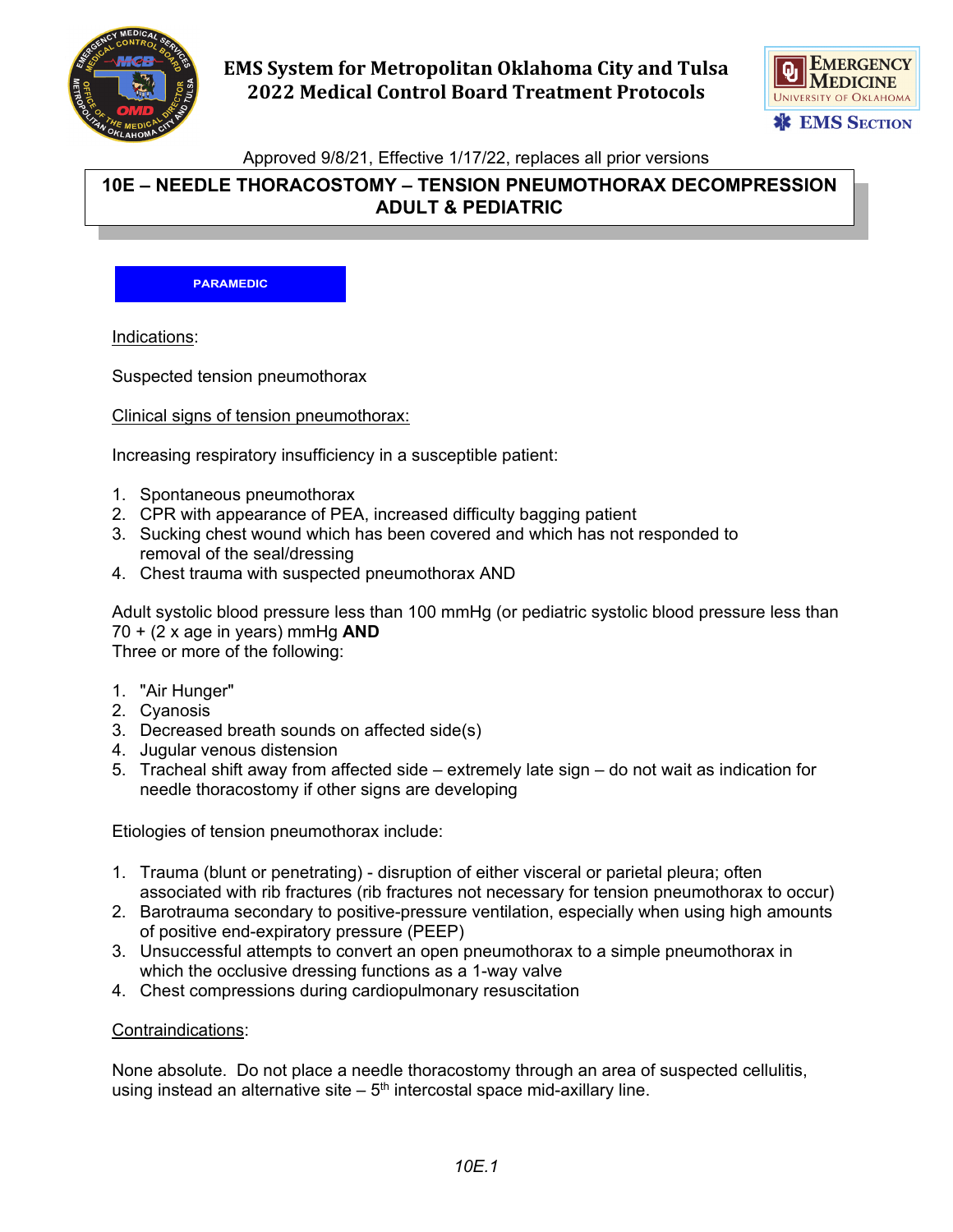**EMS System for Metropolitan Oklahoma City and Tulsa**
**2022 Medical Control Board Treatment Protocols**

Approved 9/8/21, Effective 1/17/22, replaces all prior versions

# 10E – NEEDLE THORACOSTOMY – TENSION PNEUMOTHORAX DECOMPRESSION ADULT & PEDIATRIC

**PARAMEDIC**

Indications:

Suspected tension pneumothorax

Clinical signs of tension pneumothorax:

Increasing respiratory insufficiency in a susceptible patient:

1. Spontaneous pneumothorax
2. CPR with appearance of PEA, increased difficulty bagging patient
3. Sucking chest wound which has been covered and which has not responded to removal of the seal/dressing
4. Chest trauma with suspected pneumothorax AND

Adult systolic blood pressure less than 100 mmHg (or pediatric systolic blood pressure less than 70 + (2 x age in years) mmHg **AND**
Three or more of the following:

1. "Air Hunger"
2. Cyanosis
3. Decreased breath sounds on affected side(s)
4. Jugular venous distension
5. Tracheal shift away from affected side – extremely late sign – do not wait as indication for needle thoracostomy if other signs are developing

Etiologies of tension pneumothorax include:

1. Trauma (blunt or penetrating) - disruption of either visceral or parietal pleura; often associated with rib fractures (rib fractures not necessary for tension pneumothorax to occur)
2. Barotrauma secondary to positive-pressure ventilation, especially when using high amounts of positive end-expiratory pressure (PEEP)
3. Unsuccessful attempts to convert an open pneumothorax to a simple pneumothorax in which the occlusive dressing functions as a 1-way valve
4. Chest compressions during cardiopulmonary resuscitation

Contraindications:

None absolute. Do not place a needle thoracostomy through an area of suspected cellulitis, using instead an alternative site – 5th intercostal space mid-axillary line.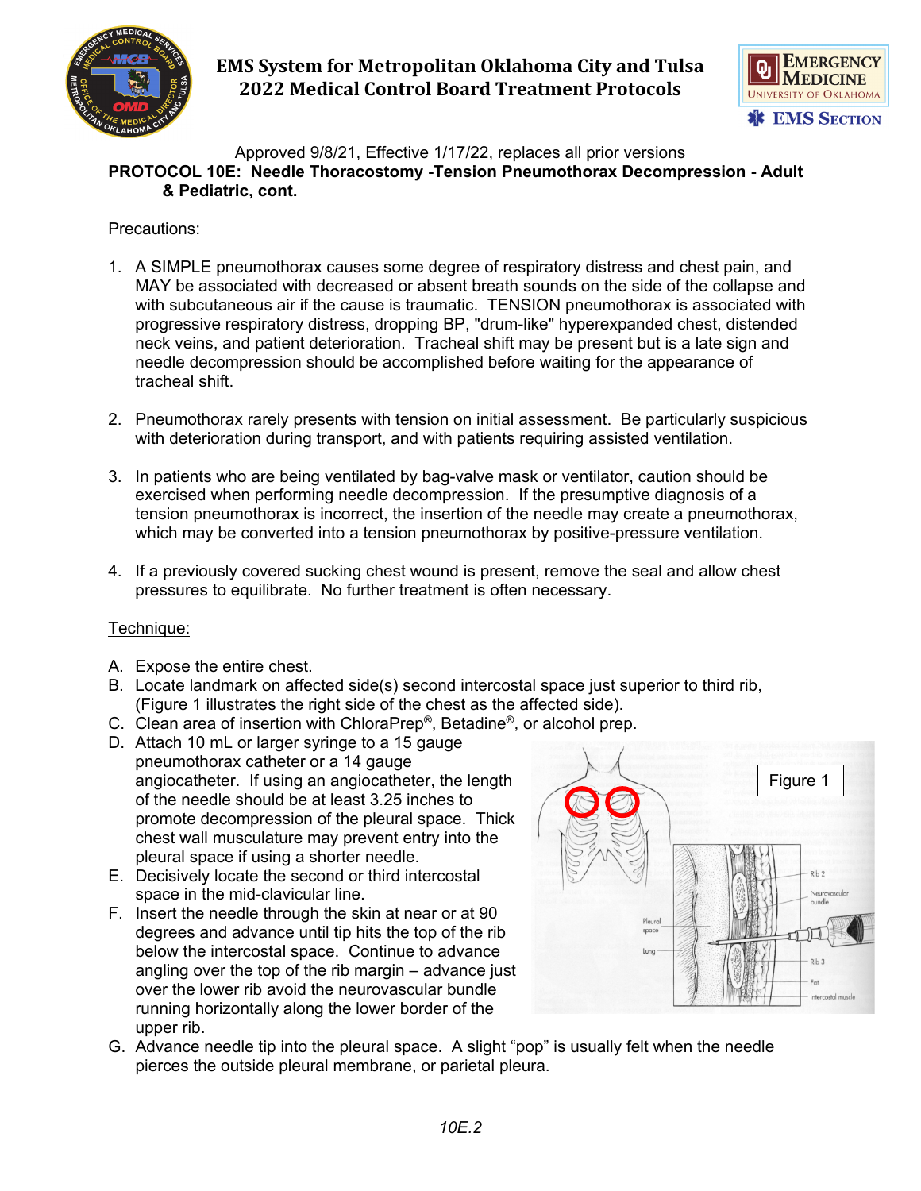Approved 9/8/21, Effective 1/17/22, replaces all prior versions

**PROTOCOL 10E: Needle Thoracostomy -Tension Pneumothorax Decompression - Adult & Pediatric, cont.**

Precautions:

1. A SIMPLE pneumothorax causes some degree of respiratory distress and chest pain, and MAY be associated with decreased or absent breath sounds on the side of the collapse and with subcutaneous air if the cause is traumatic. TENSION pneumothorax is associated with progressive respiratory distress, dropping BP, "drum-like" hyperexpanded chest, distended neck veins, and patient deterioration. Tracheal shift may be present but is a late sign and needle decompression should be accomplished before waiting for the appearance of tracheal shift.

2. Pneumothorax rarely presents with tension on initial assessment. Be particularly suspicious with deterioration during transport, and with patients requiring assisted ventilation.

3. In patients who are being ventilated by bag-valve mask or ventilator, caution should be exercised when performing needle decompression. If the presumptive diagnosis of a tension pneumothorax is incorrect, the insertion of the needle may create a pneumothorax, which may be converted into a tension pneumothorax by positive-pressure ventilation.

4. If a previously covered sucking chest wound is present, remove the seal and allow chest pressures to equilibrate. No further treatment is often necessary.

Technique:

A. Expose the entire chest.
B. Locate landmark on affected side(s) second intercostal space just superior to third rib, (Figure 1 illustrates the right side of the chest as the affected side).
C. Clean area of insertion with ChloraPrep®, Betadine®, or alcohol prep.
D. Attach 10 mL or larger syringe to a 15 gauge pneumothorax catheter or a 14 gauge angiocatheter. If using an angiocatheter, the length of the needle should be at least 3.25 inches to promote decompression of the pleural space. Thick chest wall musculature may prevent entry into the pleural space if using a shorter needle.
E. Decisively locate the second or third intercostal space in the mid-clavicular line.
F. Insert the needle through the skin at near or at 90 degrees and advance until tip hits the top of the rib below the intercostal space. Continue to advance angling over the top of the rib margin – advance just over the lower rib avoid the neurovascular bundle running horizontally along the lower border of the upper rib.
G. Advance needle tip into the pleural space. A slight "pop" is usually felt when the needle pierces the outside pleural membrane, or parietal pleura.

Figure 1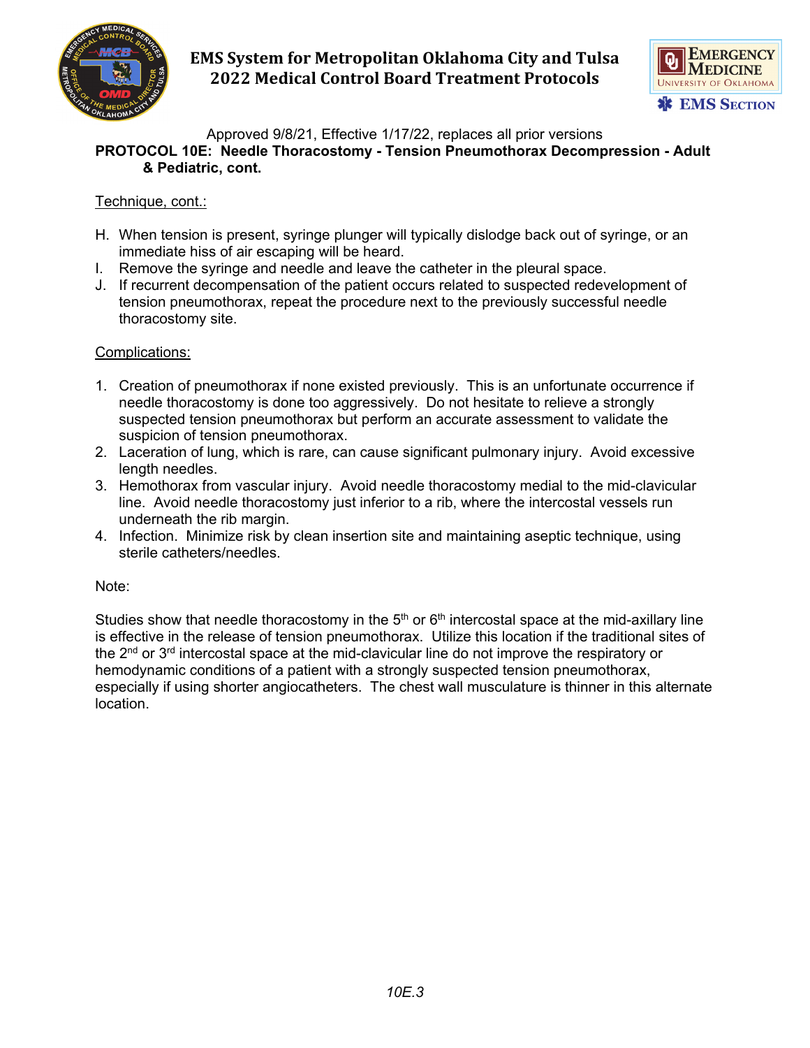Approved 9/8/21, Effective 1/17/22, replaces all prior versions

**PROTOCOL 10E: Needle Thoracostomy - Tension Pneumothorax Decompression - Adult & Pediatric, cont.**

Technique, cont.:

H. When tension is present, syringe plunger will typically dislodge back out of syringe, or an immediate hiss of air escaping will be heard.
I. Remove the syringe and needle and leave the catheter in the pleural space.
J. If recurrent decompensation of the patient occurs related to suspected redevelopment of tension pneumothorax, repeat the procedure next to the previously successful needle thoracostomy site.

Complications:

1. Creation of pneumothorax if none existed previously. This is an unfortunate occurrence if needle thoracostomy is done too aggressively. Do not hesitate to relieve a strongly suspected tension pneumothorax but perform an accurate assessment to validate the suspicion of tension pneumothorax.
2. Laceration of lung, which is rare, can cause significant pulmonary injury. Avoid excessive length needles.
3. Hemothorax from vascular injury. Avoid needle thoracostomy medial to the mid-clavicular line. Avoid needle thoracostomy just inferior to a rib, where the intercostal vessels run underneath the rib margin.
4. Infection. Minimize risk by clean insertion site and maintaining aseptic technique, using sterile catheters/needles.

Note:

Studies show that needle thoracostomy in the 5th or 6th intercostal space at the mid-axillary line is effective in the release of tension pneumothorax. Utilize this location if the traditional sites of the 2nd or 3rd intercostal space at the mid-clavicular line do not improve the respiratory or hemodynamic conditions of a patient with a strongly suspected tension pneumothorax, especially if using shorter angiocatheters. The chest wall musculature is thinner in this alternate location.